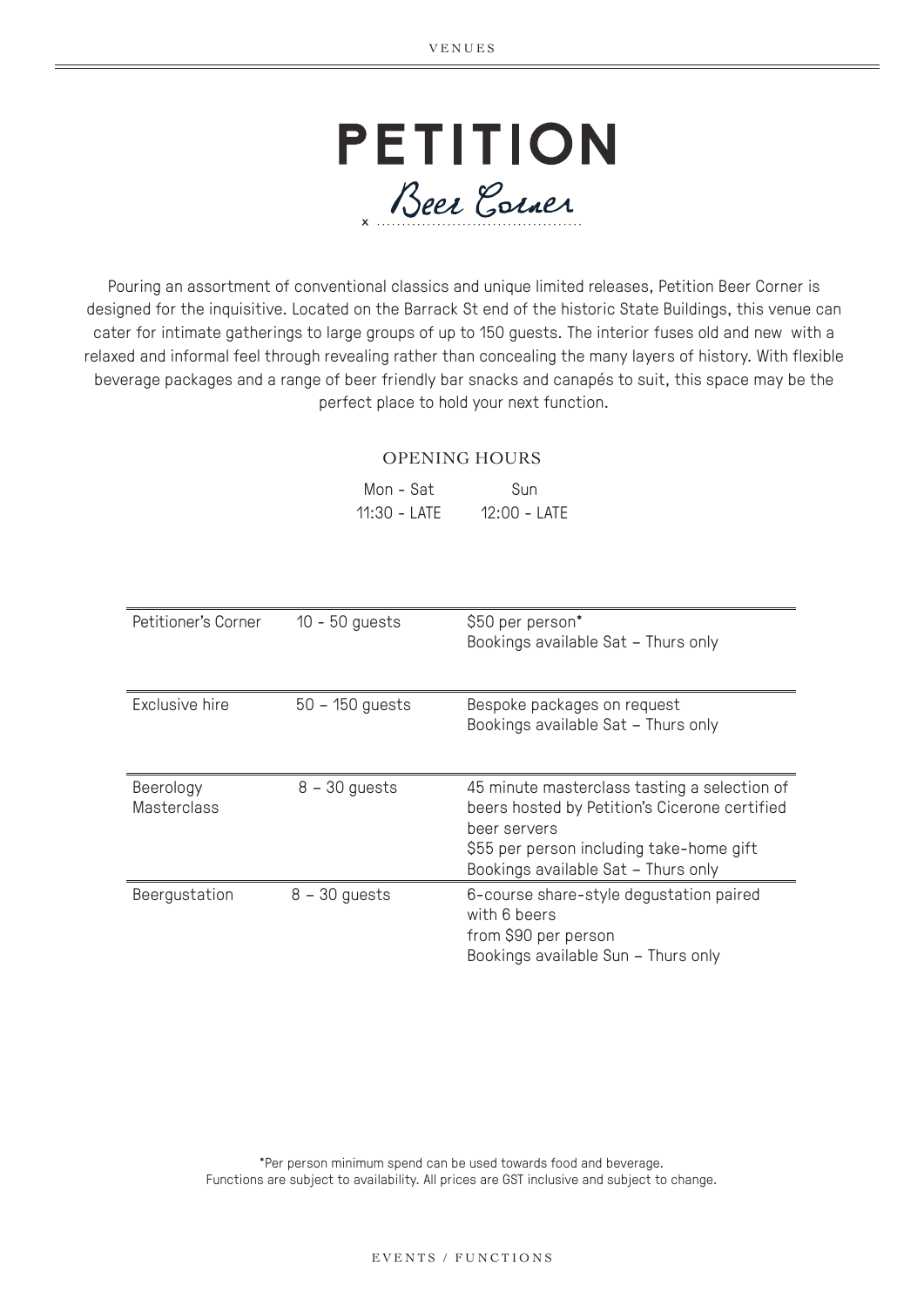# PETITION

## Beer Corner

Pouring an assortment of conventional classics and unique limited releases, Petition Beer Corner is designed for the inquisitive. Located on the Barrack St end of the historic State Buildings, this venue can cater for intimate gatherings to large groups of up to 150 guests. The interior fuses old and new with a relaxed and informal feel through revealing rather than concealing the many layers of history. With flexible beverage packages and a range of beer friendly bar snacks and canapés to suit, this space may be the perfect place to hold your next function.

### OPENING HOURS

| Mon - Sat | Sun |
|---|---|
| 11:30 - LATE | 12:00 - LATE |

| Petitioner's Corner | 10 - 50 guests | $50 per person*<br>Bookings available Sat – Thurs only |
|---|---|---|
| Exclusive hire | 50 – 150 guests | Bespoke packages on request<br>Bookings available Sat – Thurs only |
| Beerology Masterclass | 8 – 30 guests | 45 minute masterclass tasting a selection of beers hosted by Petition's Cicerone certified beer servers<br>$55 per person including take-home gift<br>Bookings available Sat – Thurs only |
| Beergustation | 8 – 30 guests | 6-course share-style degustation paired with 6 beers<br>from $90 per person<br>Bookings available Sun – Thurs only |

*Per person minimum spend can be used towards food and beverage.
Functions are subject to availability. All prices are GST inclusive and subject to change.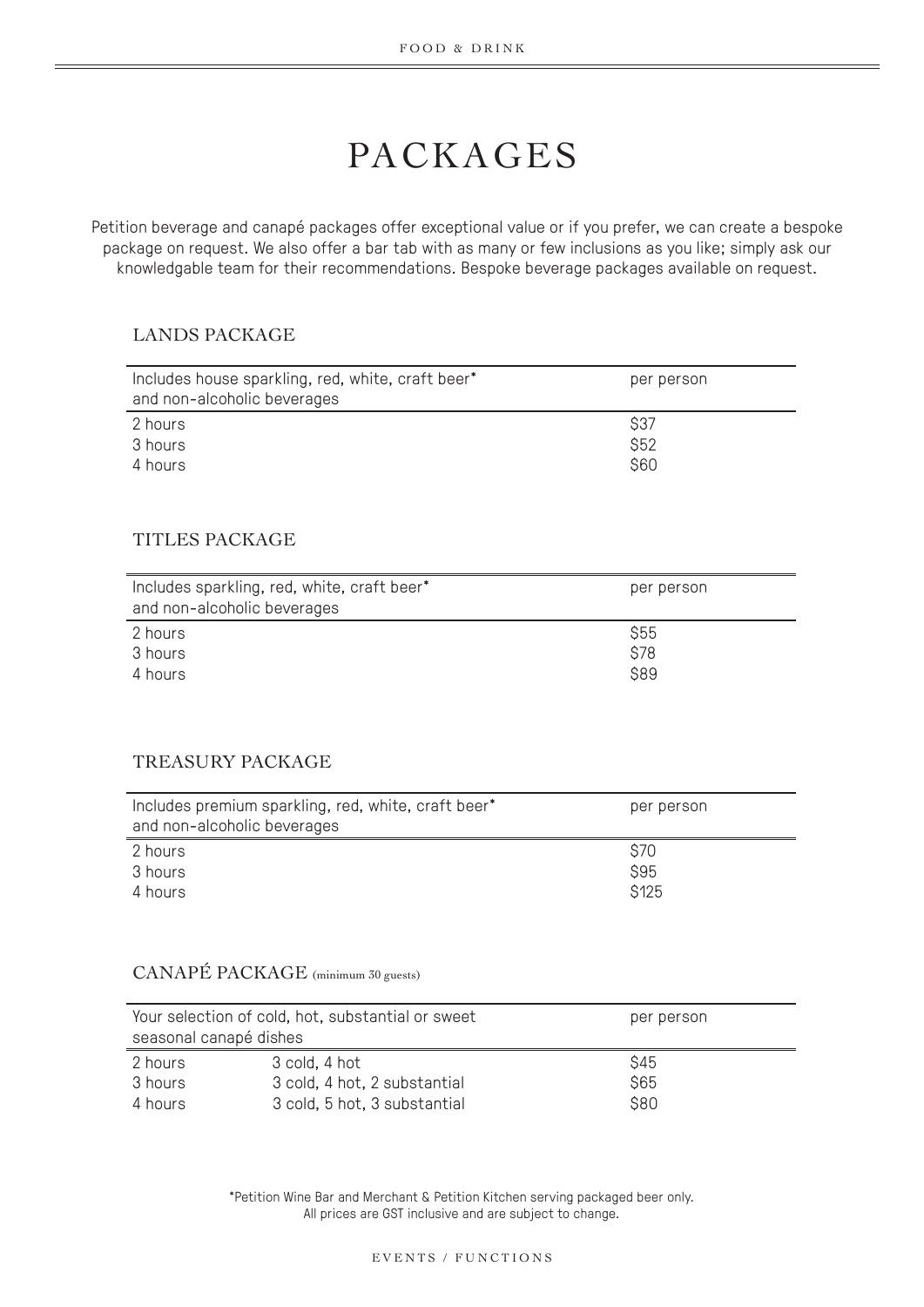# PACKAGES

Petition beverage and canapé packages offer exceptional value or if you prefer, we can create a bespoke package on request. We also offer a bar tab with as many or few inclusions as you like; simply ask our knowledgable team for their recommendations. Bespoke beverage packages available on request.

## LANDS PACKAGE

| Includes house sparkling, red, white, craft beer* and non-alcoholic beverages | per person |
|---|---|
| 2 hours | $37 |
| 3 hours | $52 |
| 4 hours | $60 |

## TITLES PACKAGE

| Includes sparkling, red, white, craft beer* and non-alcoholic beverages | per person |
|---|---|
| 2 hours | $55 |
| 3 hours | $78 |
| 4 hours | $89 |

## TREASURY PACKAGE

| Includes premium sparkling, red, white, craft beer* and non-alcoholic beverages | per person |
|---|---|
| 2 hours | $70 |
| 3 hours | $95 |
| 4 hours | $125 |

## CANAPÉ PACKAGE (minimum 30 guests)

| Your selection of cold, hot, substantial or sweet seasonal canapé dishes | | per person |
|---|---|---|
| 2 hours | 3 cold, 4 hot | $45 |
| 3 hours | 3 cold, 4 hot, 2 substantial | $65 |
| 4 hours | 3 cold, 5 hot, 3 substantial | $80 |

*Petition Wine Bar and Merchant & Petition Kitchen serving packaged beer only.
All prices are GST inclusive and are subject to change.